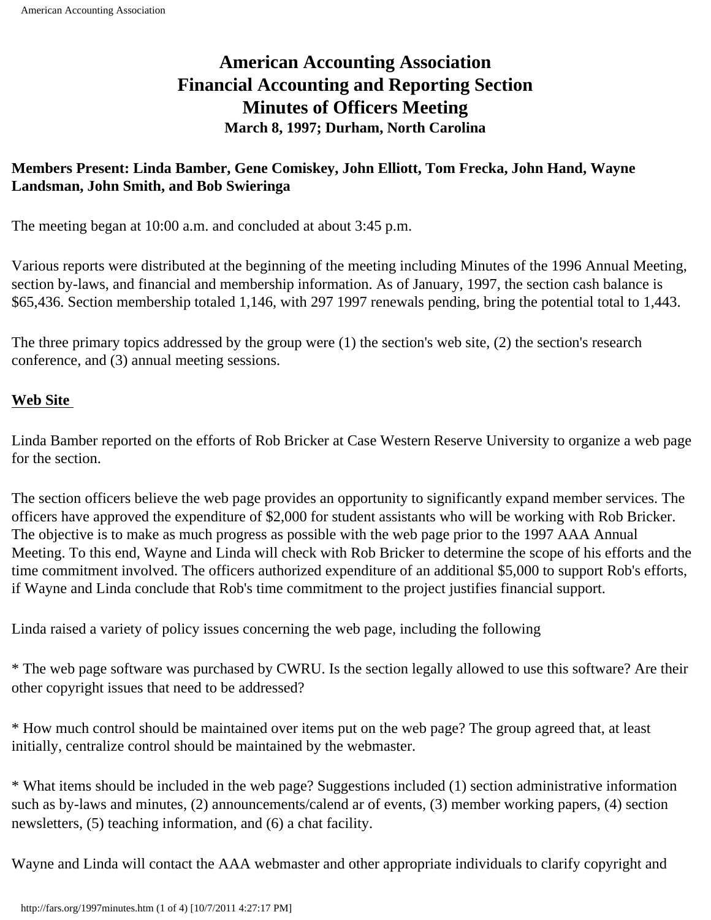# American Accounting Association
# Financial Accounting and Reporting Section
# Minutes of Officers Meeting
### March 8, 1997; Durham, North Carolina

**Members Present: Linda Bamber, Gene Comiskey, John Elliott, Tom Frecka, John Hand, Wayne Landsman, John Smith, and Bob Swieringa**

The meeting began at 10:00 a.m. and concluded at about 3:45 p.m.

Various reports were distributed at the beginning of the meeting including Minutes of the 1996 Annual Meeting, section by-laws, and financial and membership information. As of January, 1997, the section cash balance is $65,436. Section membership totaled 1,146, with 297 1997 renewals pending, bring the potential total to 1,443.

The three primary topics addressed by the group were (1) the section's web site, (2) the section's research conference, and (3) annual meeting sessions.

**Web Site**

Linda Bamber reported on the efforts of Rob Bricker at Case Western Reserve University to organize a web page for the section.

The section officers believe the web page provides an opportunity to significantly expand member services. The officers have approved the expenditure of $2,000 for student assistants who will be working with Rob Bricker. The objective is to make as much progress as possible with the web page prior to the 1997 AAA Annual Meeting. To this end, Wayne and Linda will check with Rob Bricker to determine the scope of his efforts and the time commitment involved. The officers authorized expenditure of an additional $5,000 to support Rob's efforts, if Wayne and Linda conclude that Rob's time commitment to the project justifies financial support.

Linda raised a variety of policy issues concerning the web page, including the following

* The web page software was purchased by CWRU. Is the section legally allowed to use this software? Are their other copyright issues that need to be addressed?

* How much control should be maintained over items put on the web page? The group agreed that, at least initially, centralize control should be maintained by the webmaster.

* What items should be included in the web page? Suggestions included (1) section administrative information such as by-laws and minutes, (2) announcements/calend ar of events, (3) member working papers, (4) section newsletters, (5) teaching information, and (6) a chat facility.

Wayne and Linda will contact the AAA webmaster and other appropriate individuals to clarify copyright and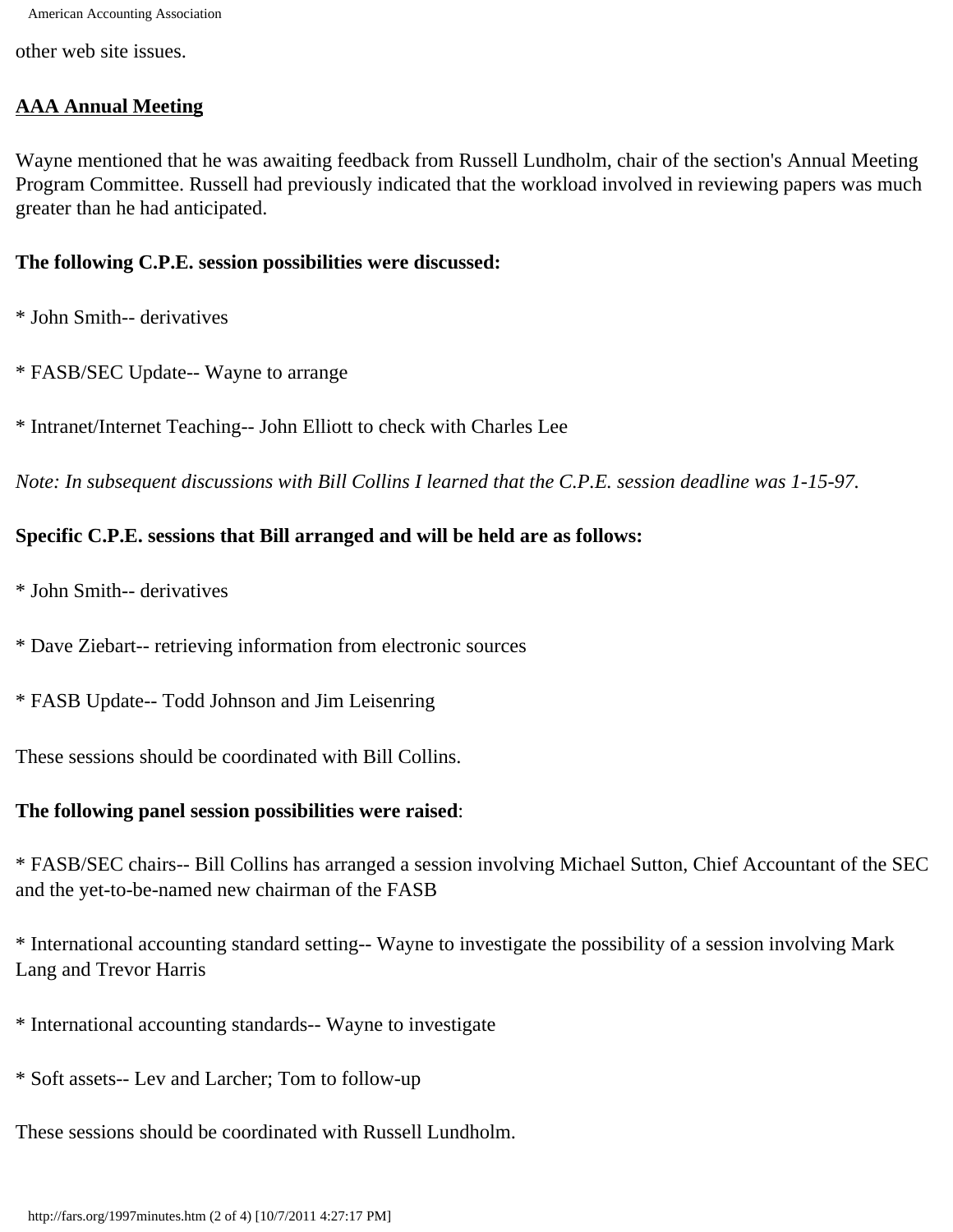other web site issues.

## AAA Annual Meeting

Wayne mentioned that he was awaiting feedback from Russell Lundholm, chair of the section's Annual Meeting Program Committee. Russell had previously indicated that the workload involved in reviewing papers was much greater than he had anticipated.

**The following C.P.E. session possibilities were discussed:**

* John Smith-- derivatives

* FASB/SEC Update-- Wayne to arrange

* Intranet/Internet Teaching-- John Elliott to check with Charles Lee

*Note: In subsequent discussions with Bill Collins I learned that the C.P.E. session deadline was 1-15-97.*

**Specific C.P.E. sessions that Bill arranged and will be held are as follows:**

* John Smith-- derivatives

* Dave Ziebart-- retrieving information from electronic sources

* FASB Update-- Todd Johnson and Jim Leisenring

These sessions should be coordinated with Bill Collins.

**The following panel session possibilities were raised**:

* FASB/SEC chairs-- Bill Collins has arranged a session involving Michael Sutton, Chief Accountant of the SEC and the yet-to-be-named new chairman of the FASB

* International accounting standard setting-- Wayne to investigate the possibility of a session involving Mark Lang and Trevor Harris

* International accounting standards-- Wayne to investigate

* Soft assets-- Lev and Larcher; Tom to follow-up

These sessions should be coordinated with Russell Lundholm.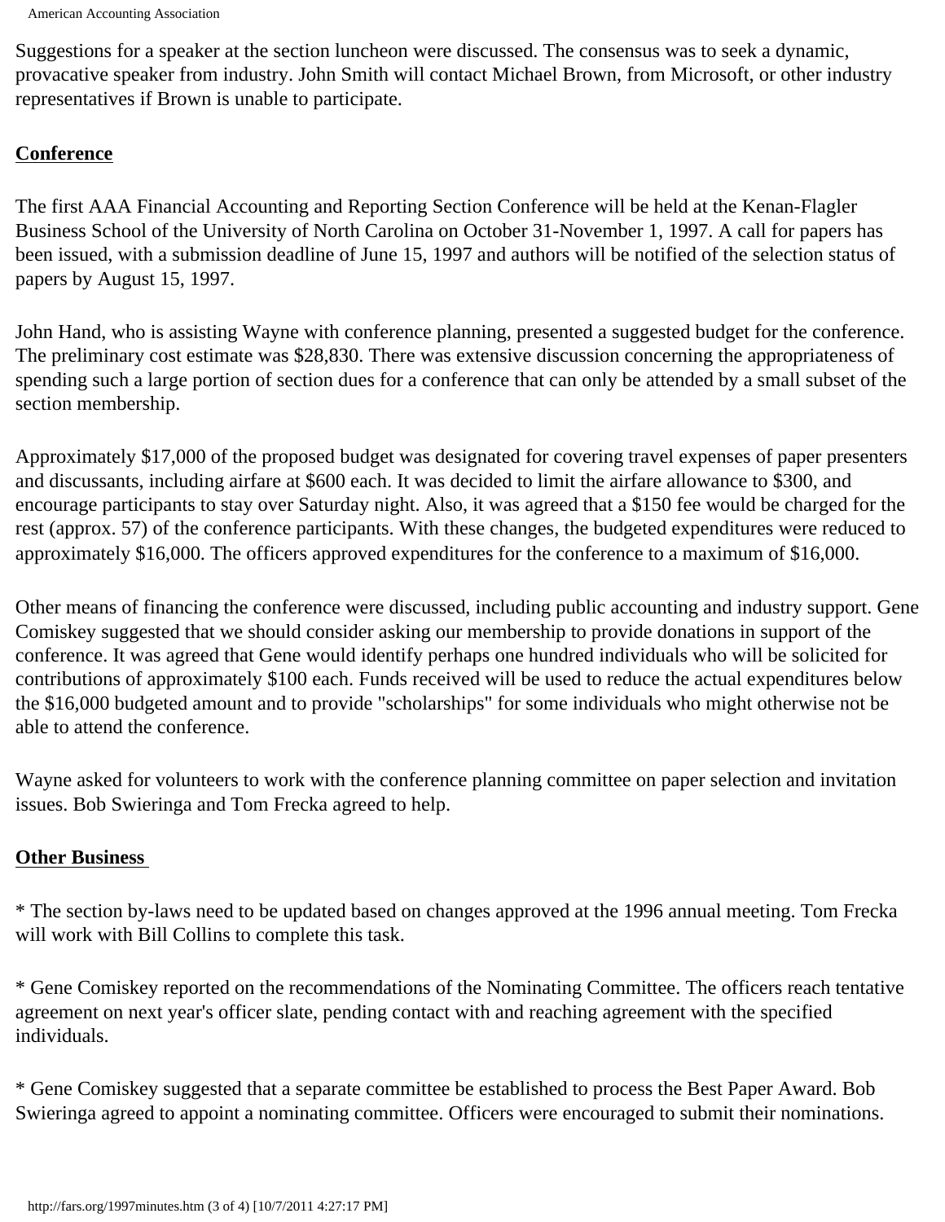Suggestions for a speaker at the section luncheon were discussed. The consensus was to seek a dynamic, provacative speaker from industry. John Smith will contact Michael Brown, from Microsoft, or other industry representatives if Brown is unable to participate.

**Conference**

The first AAA Financial Accounting and Reporting Section Conference will be held at the Kenan-Flagler Business School of the University of North Carolina on October 31-November 1, 1997. A call for papers has been issued, with a submission deadline of June 15, 1997 and authors will be notified of the selection status of papers by August 15, 1997.

John Hand, who is assisting Wayne with conference planning, presented a suggested budget for the conference. The preliminary cost estimate was $28,830. There was extensive discussion concerning the appropriateness of spending such a large portion of section dues for a conference that can only be attended by a small subset of the section membership.

Approximately $17,000 of the proposed budget was designated for covering travel expenses of paper presenters and discussants, including airfare at $600 each. It was decided to limit the airfare allowance to $300, and encourage participants to stay over Saturday night. Also, it was agreed that a $150 fee would be charged for the rest (approx. 57) of the conference participants. With these changes, the budgeted expenditures were reduced to approximately $16,000. The officers approved expenditures for the conference to a maximum of $16,000.

Other means of financing the conference were discussed, including public accounting and industry support. Gene Comiskey suggested that we should consider asking our membership to provide donations in support of the conference. It was agreed that Gene would identify perhaps one hundred individuals who will be solicited for contributions of approximately $100 each. Funds received will be used to reduce the actual expenditures below the $16,000 budgeted amount and to provide "scholarships" for some individuals who might otherwise not be able to attend the conference.

Wayne asked for volunteers to work with the conference planning committee on paper selection and invitation issues. Bob Swieringa and Tom Frecka agreed to help.

**Other Business**

* The section by-laws need to be updated based on changes approved at the 1996 annual meeting. Tom Frecka will work with Bill Collins to complete this task.

* Gene Comiskey reported on the recommendations of the Nominating Committee. The officers reach tentative agreement on next year's officer slate, pending contact with and reaching agreement with the specified individuals.

* Gene Comiskey suggested that a separate committee be established to process the Best Paper Award. Bob Swieringa agreed to appoint a nominating committee. Officers were encouraged to submit their nominations.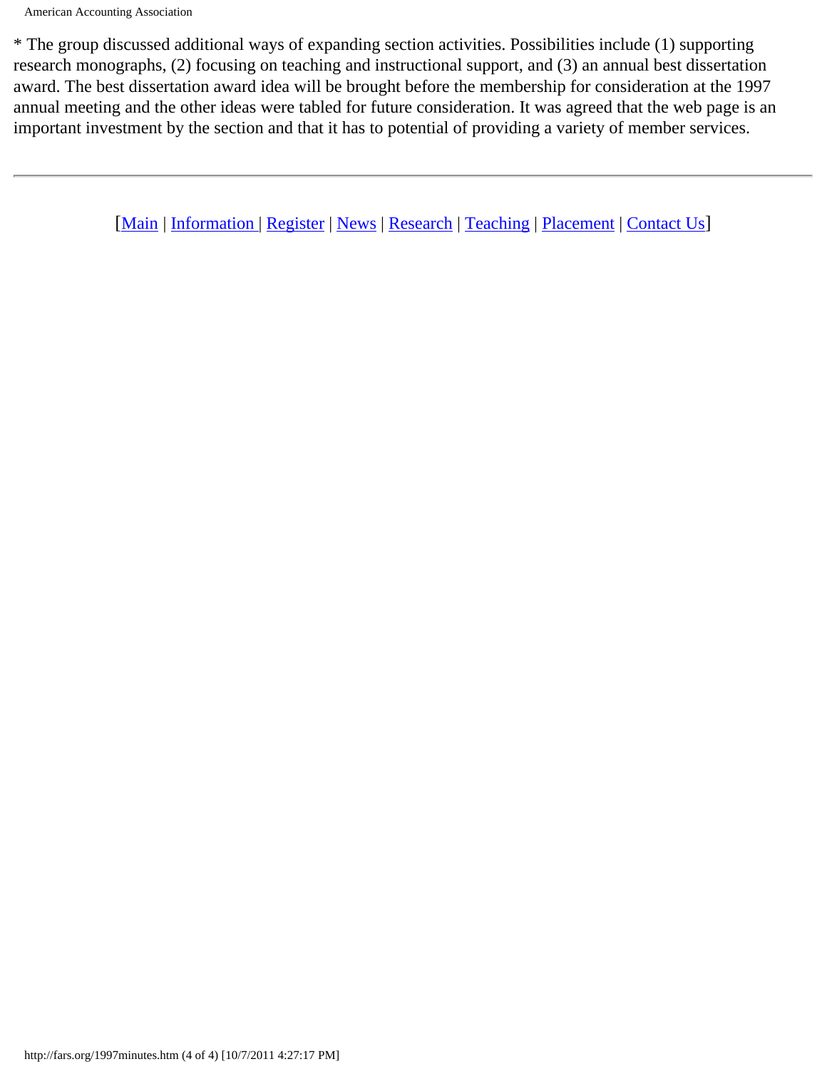* The group discussed additional ways of expanding section activities. Possibilities include (1) supporting research monographs, (2) focusing on teaching and instructional support, and (3) an annual best dissertation award. The best dissertation award idea will be brought before the membership for consideration at the 1997 annual meeting and the other ideas were tabled for future consideration. It was agreed that the web page is an important investment by the section and that it has to potential of providing a variety of member services.

---

[Main | Information | Register | News | Research | Teaching | Placement | Contact Us]